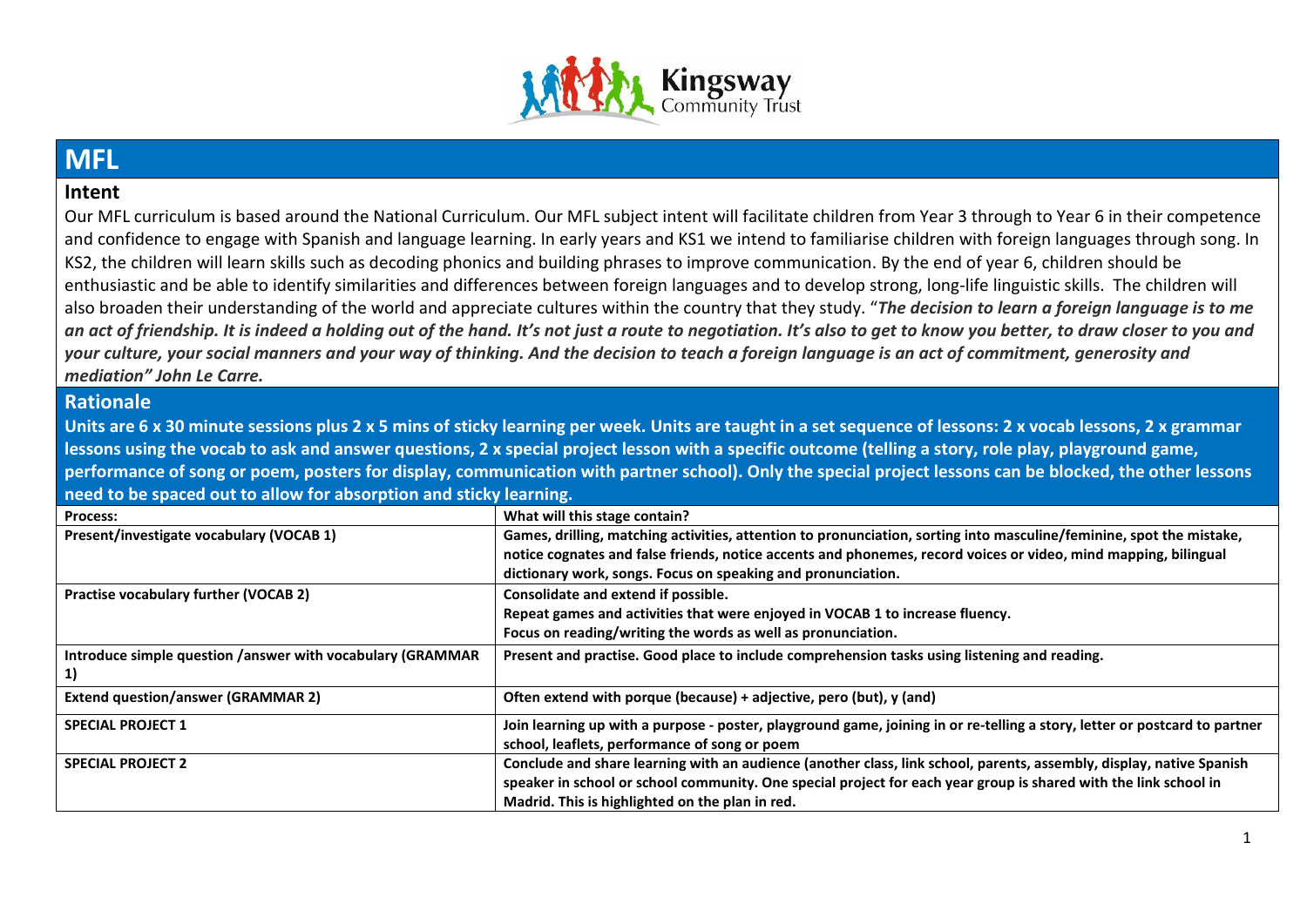# MFL

## Intent

Our MFL curriculum is based around the National Curriculum. Our MFL subject intent will facilitate children from Year 3 through to Year 6 in their competence and confidence to engage with Spanish and language learning. In early years and KS1 we intend to familiarise children with foreign languages through song. In KS2, the children will learn skills such as decoding phonics and building phrases to improve communication. By the end of year 6, children should be enthusiastic and be able to identify similarities and differences between foreign languages and to develop strong, long-life linguistic skills. The children will also broaden their understanding of the world and appreciate cultures within the country that they study. "***The decision to learn a foreign language is to me an act of friendship. It is indeed a holding out of the hand. It's not just a route to negotiation. It's also to get to know you better, to draw closer to you and your culture, your social manners and your way of thinking. And the decision to teach a foreign language is an act of commitment, generosity and mediation" John Le Carre.***

## Rationale

**Units are 6 x 30 minute sessions plus 2 x 5 mins of sticky learning per week. Units are taught in a set sequence of lessons: 2 x vocab lessons, 2 x grammar lessons using the vocab to ask and answer questions, 2 x special project lesson with a specific outcome (telling a story, role play, playground game, performance of song or poem, posters for display, communication with partner school). Only the special project lessons can be blocked, the other lessons need to be spaced out to allow for absorption and sticky learning.**

| Process: | What will this stage contain? |
|---|---|
| **Present/investigate vocabulary (VOCAB 1)** | **Games, drilling, matching activities, attention to pronunciation, sorting into masculine/feminine, spot the mistake, notice cognates and false friends, notice accents and phonemes, record voices or video, mind mapping, bilingual dictionary work, songs. Focus on speaking and pronunciation.** |
| **Practise vocabulary further (VOCAB 2)** | **Consolidate and extend if possible.**<br>**Repeat games and activities that were enjoyed in VOCAB 1 to increase fluency.**<br>**Focus on reading/writing the words as well as pronunciation.** |
| **Introduce simple question /answer with vocabulary (GRAMMAR 1)** | **Present and practise. Good place to include comprehension tasks using listening and reading.** |
| **Extend question/answer (GRAMMAR 2)** | **Often extend with porque (because) + adjective, pero (but), y (and)** |
| **SPECIAL PROJECT 1** | **Join learning up with a purpose - poster, playground game, joining in or re-telling a story, letter or postcard to partner school, leaflets, performance of song or poem** |
| **SPECIAL PROJECT 2** | **Conclude and share learning with an audience (another class, link school, parents, assembly, display, native Spanish speaker in school or school community. One special project for each year group is shared with the link school in Madrid. This is highlighted on the plan in red.** |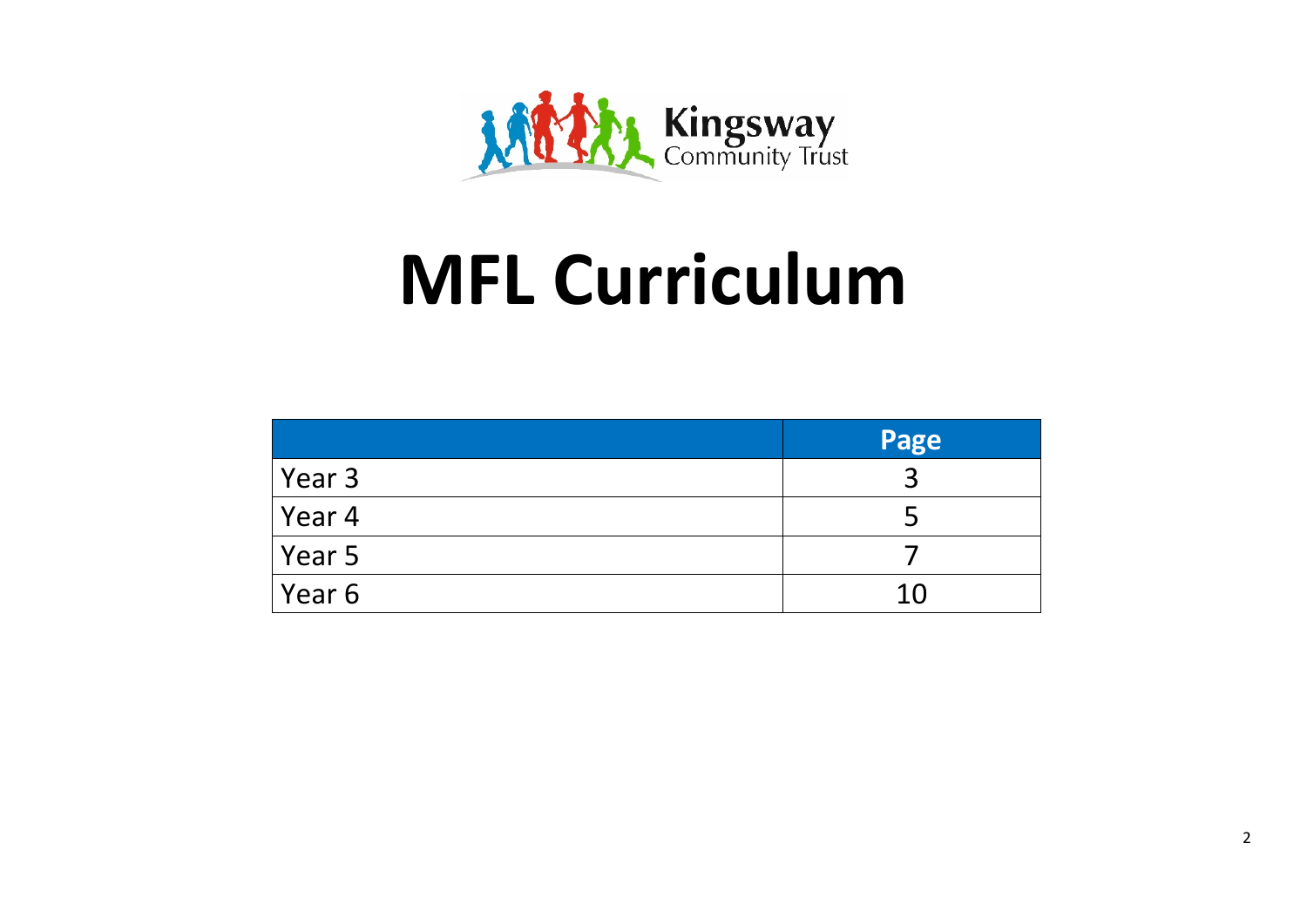Kingsway Community Trust

# MFL Curriculum

| | Page |
|---|---|
| Year 3 | 3 |
| Year 4 | 5 |
| Year 5 | 7 |
| Year 6 | 10 |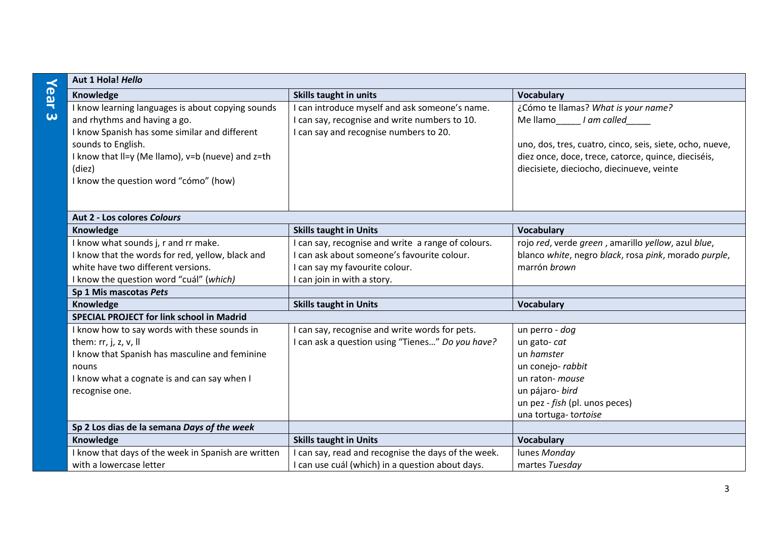## Year 3

| Aut 1 Hola! *Hello* | | |
|---|---|---|
| **Knowledge** | **Skills taught in units** | **Vocabulary** |
| I know learning languages is about copying sounds and rhythms and having a go.<br>I know Spanish has some similar and different sounds to English.<br>I know that ll=y (Me llamo), v=b (nueve) and z=th (diez)<br>I know the question word "cómo" (how) | I can introduce myself and ask someone's name.<br>I can say, recognise and write numbers to 10.<br>I can say and recognise numbers to 20. | ¿Cómo te llamas? *What is your name?*<br>Me llamo_____ *I am called*_____<br><br>uno, dos, tres, cuatro, cinco, seis, siete, ocho, nueve, diez once, doce, trece, catorce, quince, dieciséis, diecisiete, dieciocho, diecinueve, veinte |
| **Aut 2 - Los colores *Colours*** | | |
| **Knowledge** | **Skills taught in Units** | **Vocabulary** |
| I know what sounds j, r and rr make.<br>I know that the words for red, yellow, black and white have two different versions.<br>I know the question word "cuál" (*which)* | I can say, recognise and write a range of colours.<br>I can ask about someone's favourite colour.<br>I can say my favourite colour.<br>I can join in with a story. | rojo *red*, verde *green* , amarillo *yellow*, azul *blue*, blanco *white*, negro *black*, rosa *pink*, morado *purple*, marrón *brown* |
| **Sp 1 Mis mascotas *Pets*** | | |
| **Knowledge** | **Skills taught in Units** | **Vocabulary** |
| **SPECIAL PROJECT for link school in Madrid** | | |
| I know how to say words with these sounds in them: rr, j, z, v, ll<br>I know that Spanish has masculine and feminine nouns<br>I know what a cognate is and can say when I recognise one. | I can say, recognise and write words for pets.<br>I can ask a question using "Tienes…" *Do you have?* | un perro - *dog*<br>un gato- *cat*<br>un *hamster*<br>un conejo- *rabbit*<br>un raton- *mouse*<br>un pájaro- *bird*<br>un pez - *fish* (pl. unos peces)<br>una tortuga- t*ortoise* |
| **Sp 2 Los dias de la semana *Days of the week*** | | |
| **Knowledge** | **Skills taught in Units** | **Vocabulary** |
| I know that days of the week in Spanish are written with a lowercase letter | I can say, read and recognise the days of the week.<br>I can use cuál (which) in a question about days. | lunes *Monday*<br>martes *Tuesday* |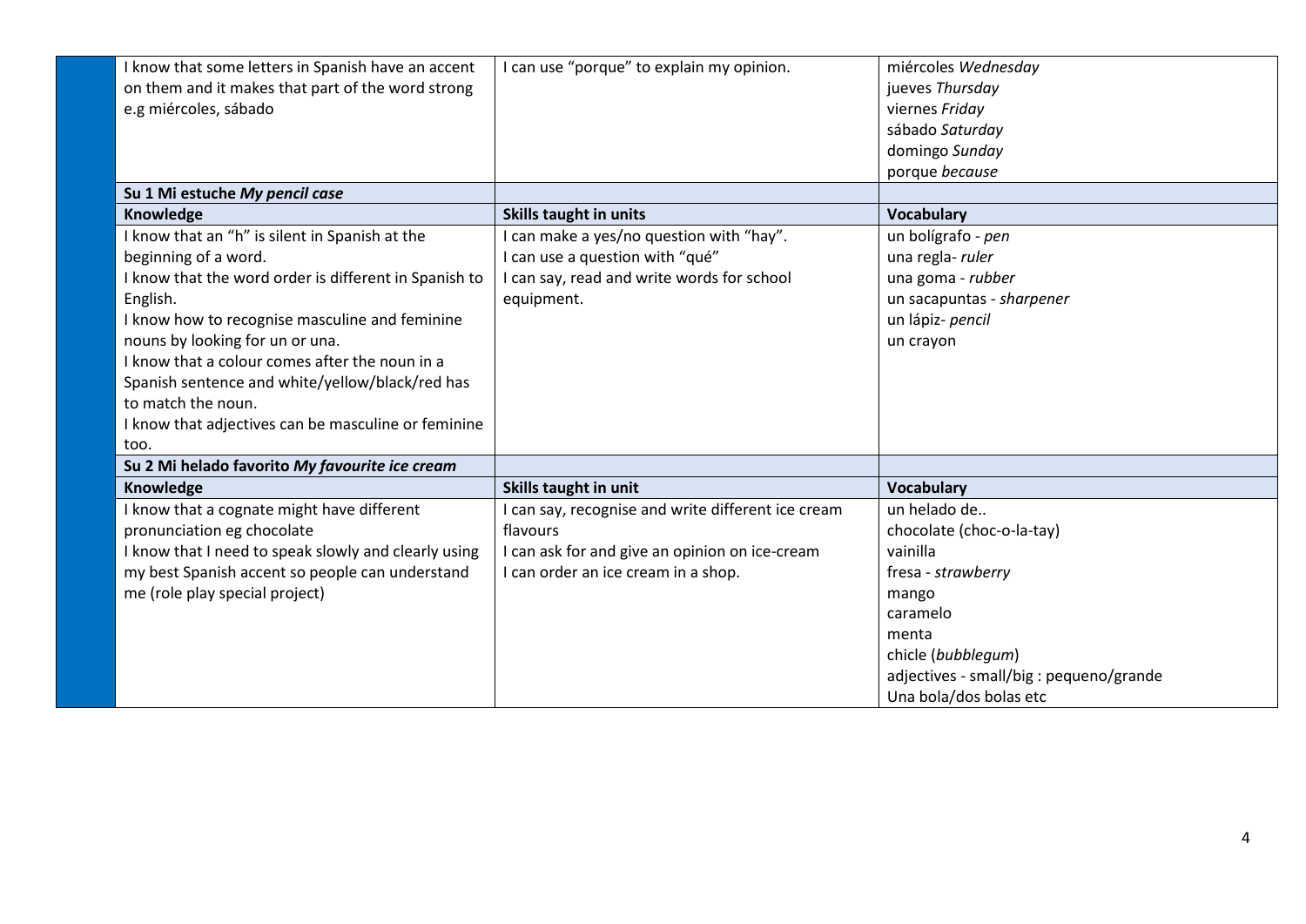| | | |
|---|---|---|
| I know that some letters in Spanish have an accent on them and it makes that part of the word strong e.g miércoles, sábado | I can use "porque" to explain my opinion. | miércoles *Wednesday*<br>jueves *Thursday*<br>viernes *Friday*<br>sábado *Saturday*<br>domingo *Sunday*<br>porque *because* |
| **Su 1 Mi estuche *My pencil case*** | | |
| **Knowledge** | **Skills taught in units** | **Vocabulary** |
| I know that an "h" is silent in Spanish at the beginning of a word.<br>I know that the word order is different in Spanish to English.<br>I know how to recognise masculine and feminine nouns by looking for un or una.<br>I know that a colour comes after the noun in a Spanish sentence and white/yellow/black/red has to match the noun.<br>I know that adjectives can be masculine or feminine too. | I can make a yes/no question with "hay".<br>I can use a question with "qué"<br>I can say, read and write words for school equipment. | un bolígrafo - *pen*<br>una regla- *ruler*<br>una goma - *rubber*<br>un sacapuntas - *sharpener*<br>un lápiz- *pencil*<br>un crayon |
| **Su 2 Mi helado favorito *My favourite ice cream*** | | |
| **Knowledge** | **Skills taught in unit** | **Vocabulary** |
| I know that a cognate might have different pronunciation eg chocolate<br>I know that I need to speak slowly and clearly using my best Spanish accent so people can understand me (role play special project) | I can say, recognise and write different ice cream flavours<br>I can ask for and give an opinion on ice-cream<br>I can order an ice cream in a shop. | un helado de..<br>chocolate (choc-o-la-tay)<br>vainilla<br>fresa - *strawberry*<br>mango<br>caramelo<br>menta<br>chicle (*bubblegum*)<br>adjectives - small/big : pequeno/grande<br>Una bola/dos bolas etc |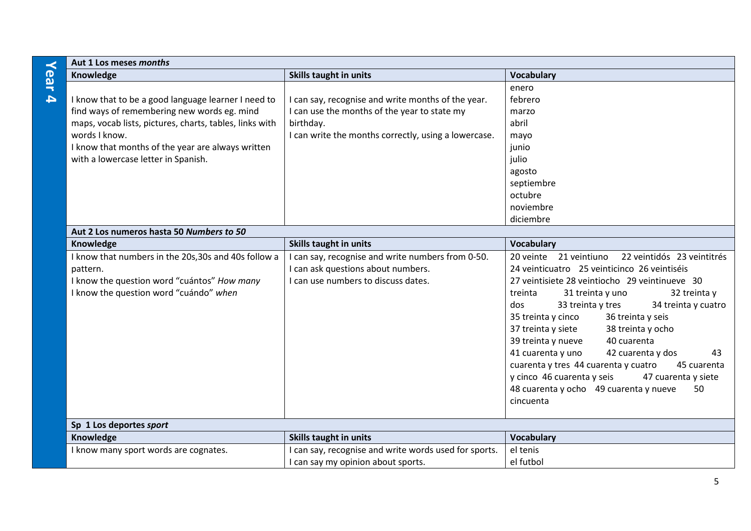## Year 4

| Aut 1 Los meses *months* | | |
|---|---|---|
| **Knowledge** | **Skills taught in units** | **Vocabulary** |
| I know that to be a good language learner I need to find ways of remembering new words eg. mind maps, vocab lists, pictures, charts, tables, links with words I know.<br>I know that months of the year are always written with a lowercase letter in Spanish. | I can say, recognise and write months of the year.<br>I can use the months of the year to state my birthday.<br>I can write the months correctly, using a lowercase. | enero<br>febrero<br>marzo<br>abril<br>mayo<br>junio<br>julio<br>agosto<br>septiembre<br>octubre<br>noviembre<br>diciembre |

| Aut 2 Los numeros hasta 50 *Numbers to 50* | | |
|---|---|---|
| **Knowledge** | **Skills taught in units** | **Vocabulary** |
| I know that numbers in the 20s,30s and 40s follow a pattern.<br>I know the question word "cuántos" *How many*<br>I know the question word "cuándo" *when* | I can say, recognise and write numbers from 0-50.<br>I can ask questions about numbers.<br>I can use numbers to discuss dates. | 20 veinte 21 veintiuno 22 veintidós 23 veintitrés 24 veinticuatro 25 veinticinco 26 veintiséis 27 veintisiete 28 veintiocho 29 veintinueve 30 treinta 31 treinta y uno 32 treinta y dos 33 treinta y tres 34 treinta y cuatro 35 treinta y cinco 36 treinta y seis 37 treinta y siete 38 treinta y ocho 39 treinta y nueve 40 cuarenta 41 cuarenta y uno 42 cuarenta y dos 43 cuarenta y tres 44 cuarenta y cuatro 45 cuarenta y cinco 46 cuarenta y seis 47 cuarenta y siete 48 cuarenta y ocho 49 cuarenta y nueve 50 cincuenta |

| Sp 1 Los deportes *sport* | | |
|---|---|---|
| **Knowledge** | **Skills taught in units** | **Vocabulary** |
| I know many sport words are cognates. | I can say, recognise and write words used for sports.<br>I can say my opinion about sports. | el tenis<br>el futbol |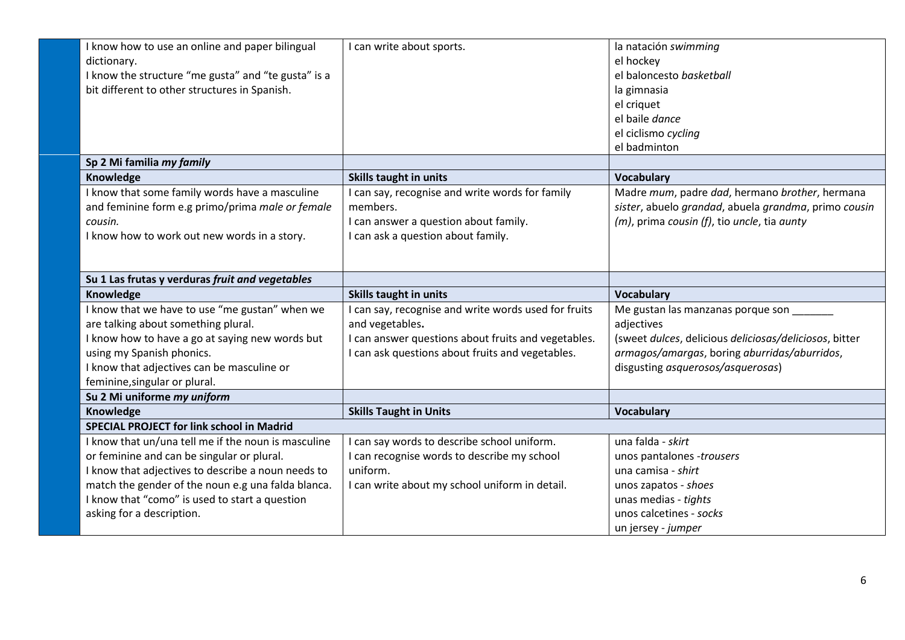| | | |
|---|---|---|
| I know how to use an online and paper bilingual dictionary.<br>I know the structure "me gusta" and "te gusta" is a bit different to other structures in Spanish. | I can write about sports. | la natación *swimming*<br>el hockey<br>el baloncesto *basketball*<br>la gimnasia<br>el criquet<br>el baile *dance*<br>el ciclismo *cycling*<br>el badminton |
| **Sp 2 Mi familia *my family*** | | |
| **Knowledge** | **Skills taught in units** | **Vocabulary** |
| I know that some family words have a masculine and feminine form e.g primo/prima *male or female cousin.*<br>I know how to work out new words in a story. | I can say, recognise and write words for family members.<br>I can answer a question about family.<br>I can ask a question about family. | Madre *mum*, padre *dad*, hermano *brother*, hermana *sister*, abuelo *grandad*, abuela *grandma*, primo *cousin (m)*, prima *cousin (f)*, tio *uncle*, tia *aunty* |
| **Su 1 Las frutas y verduras *fruit and vegetables*** | | |
| **Knowledge** | **Skills taught in units** | **Vocabulary** |
| I know that we have to use "me gustan" when we are talking about something plural.<br>I know how to have a go at saying new words but using my Spanish phonics.<br>I know that adjectives can be masculine or feminine,singular or plural. | I can say, recognise and write words used for fruits and vegetables**.**<br>I can answer questions about fruits and vegetables.<br>I can ask questions about fruits and vegetables. | Me gustan las manzanas porque son _______ adjectives<br>(sweet *dulces*, delicious *deliciosas/deliciosos*, bitter *armagos/amargas*, boring *aburridas/aburridos*, disgusting *asquerosos/asquerosas*) |
| **Su 2 Mi uniforme *my uniform*** | | |
| **Knowledge** | **Skills Taught in Units** | **Vocabulary** |
| **SPECIAL PROJECT for link school in Madrid** | | |
| I know that un/una tell me if the noun is masculine or feminine and can be singular or plural.<br>I know that adjectives to describe a noun needs to match the gender of the noun e.g una falda blanca.<br>I know that "como" is used to start a question asking for a description. | I can say words to describe school uniform.<br>I can recognise words to describe my school uniform.<br>I can write about my school uniform in detail. | una falda - *skirt*<br>unos pantalones -*trousers*<br>una camisa - *shirt*<br>unos zapatos - *shoes*<br>unas medias - *tights*<br>unos calcetines - *socks*<br>un jersey - *jumper* |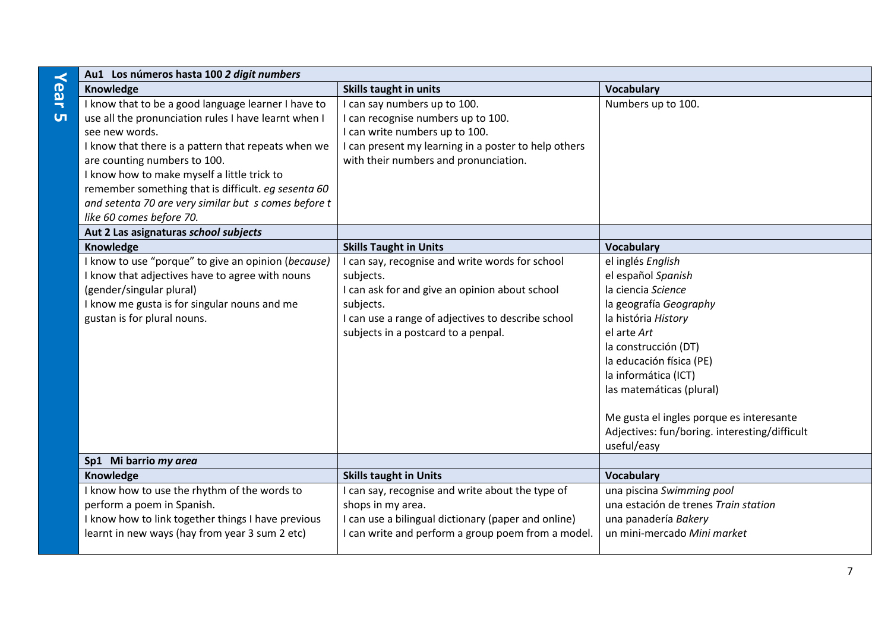**Year 5**

| **Au1 Los números hasta 100** ***2 digit numbers*** | | |
|---|---|---|
| **Knowledge** | **Skills taught in units** | **Vocabulary** |
| I know that to be a good language learner I have to use all the pronunciation rules I have learnt when I see new words.<br>I know that there is a pattern that repeats when we are counting numbers to 100.<br>I know how to make myself a little trick to remember something that is difficult. *eg sesenta 60 and setenta 70 are very similar but s comes before t like 60 comes before 70.* | I can say numbers up to 100.<br>I can recognise numbers up to 100.<br>I can write numbers up to 100.<br>I can present my learning in a poster to help others with their numbers and pronunciation. | Numbers up to 100. |
| **Aut 2 Las asignaturas** ***school subjects*** | | |
| **Knowledge** | **Skills Taught in Units** | **Vocabulary** |
| I know to use "porque" to give an opinion (*because)*<br>I know that adjectives have to agree with nouns (gender/singular plural)<br>I know me gusta is for singular nouns and me gustan is for plural nouns. | I can say, recognise and write words for school subjects.<br>I can ask for and give an opinion about school subjects.<br>I can use a range of adjectives to describe school subjects in a postcard to a penpal. | el inglés *English*<br>el español *Spanish*<br>la ciencia *Science*<br>la geografía *Geography*<br>la história *History*<br>el arte *Art*<br>la construcción (DT)<br>la educación física (PE)<br>la informática (ICT)<br>las matemáticas (plural)<br><br>Me gusta el ingles porque es interesante<br>Adjectives: fun/boring. interesting/difficult useful/easy |
| **Sp1 Mi barrio** ***my area*** | | |
| **Knowledge** | **Skills taught in Units** | **Vocabulary** |
| I know how to use the rhythm of the words to perform a poem in Spanish.<br>I know how to link together things I have previous learnt in new ways (hay from year 3 sum 2 etc) | I can say, recognise and write about the type of shops in my area.<br>I can use a bilingual dictionary (paper and online)<br>I can write and perform a group poem from a model. | una piscina *Swimming pool*<br>una estación de trenes *Train station*<br>una panadería *Bakery*<br>un mini-mercado *Mini market* |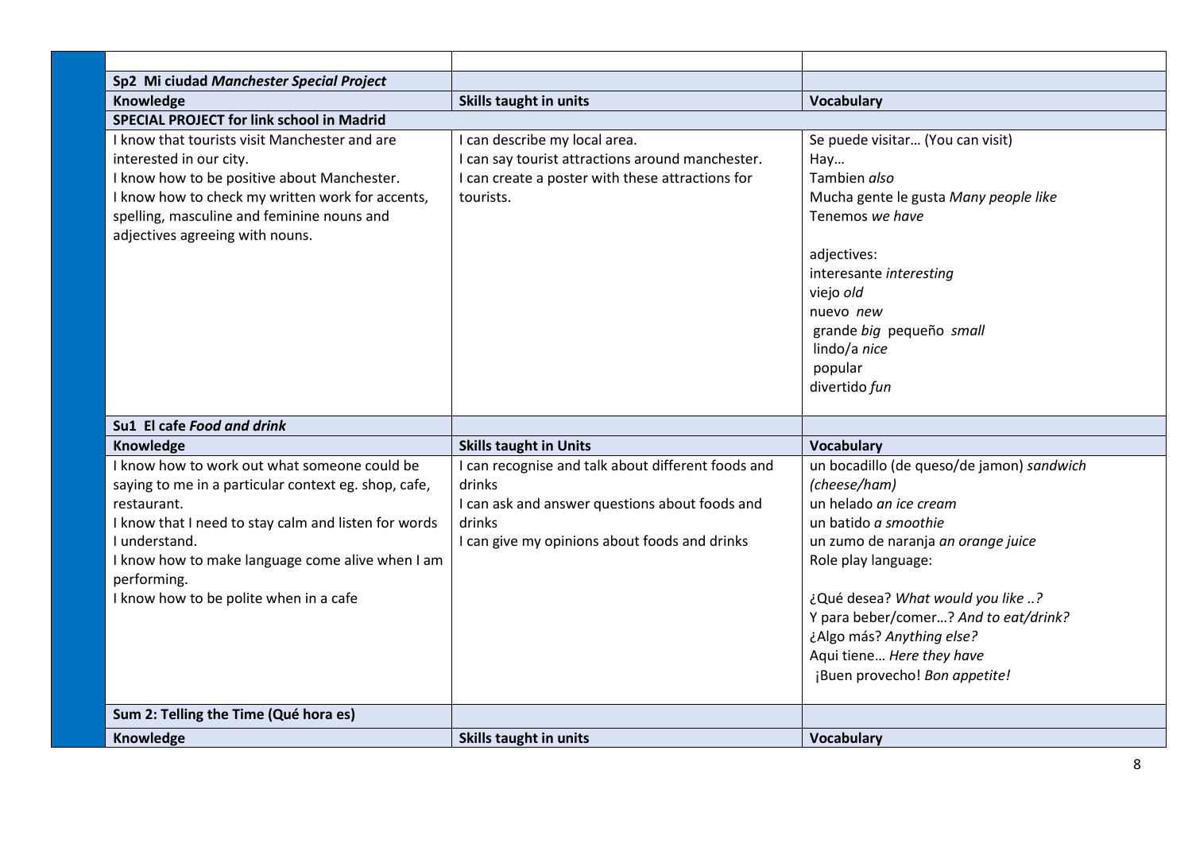| | | |
|---|---|---|
| **Sp2 Mi ciudad *Manchester Special Project*** | | |
| **Knowledge** | **Skills taught in units** | **Vocabulary** |
| **SPECIAL PROJECT for link school in Madrid** | | |
| I know that tourists visit Manchester and are interested in our city.<br>I know how to be positive about Manchester.<br>I know how to check my written work for accents, spelling, masculine and feminine nouns and adjectives agreeing with nouns. | I can describe my local area.<br>I can say tourist attractions around manchester.<br>I can create a poster with these attractions for tourists. | Se puede visitar… (You can visit)<br>Hay…<br>Tambien *also*<br>Mucha gente le gusta *Many people like*<br>Tenemos *we have*<br><br>adjectives:<br>interesante *interesting*<br>viejo *old*<br>nuevo *new*<br>grande *big* pequeño *small*<br>lindo/a *nice*<br>popular<br>divertido *fun* |
| **Su1 El cafe *Food and drink*** | | |
| **Knowledge** | **Skills taught in Units** | **Vocabulary** |
| I know how to work out what someone could be saying to me in a particular context eg. shop, cafe, restaurant.<br>I know that I need to stay calm and listen for words I understand.<br>I know how to make language come alive when I am performing.<br>I know how to be polite when in a cafe | I can recognise and talk about different foods and drinks<br>I can ask and answer questions about foods and drinks<br>I can give my opinions about foods and drinks | un bocadillo (de queso/de jamon) *sandwich (cheese/ham)*<br>un helado *an ice cream*<br>un batido *a smoothie*<br>un zumo de naranja *an orange juice*<br>Role play language:<br><br>¿Qué desea? *What would you like ..?*<br>Y para beber/comer…? *And to eat/drink?*<br>¿Algo más? *Anything else?*<br>Aqui tiene… *Here they have*<br>¡Buen provecho! *Bon appetite!* |
| **Sum 2: Telling the Time (Qué hora es)** | | |
| **Knowledge** | **Skills taught in units** | **Vocabulary** |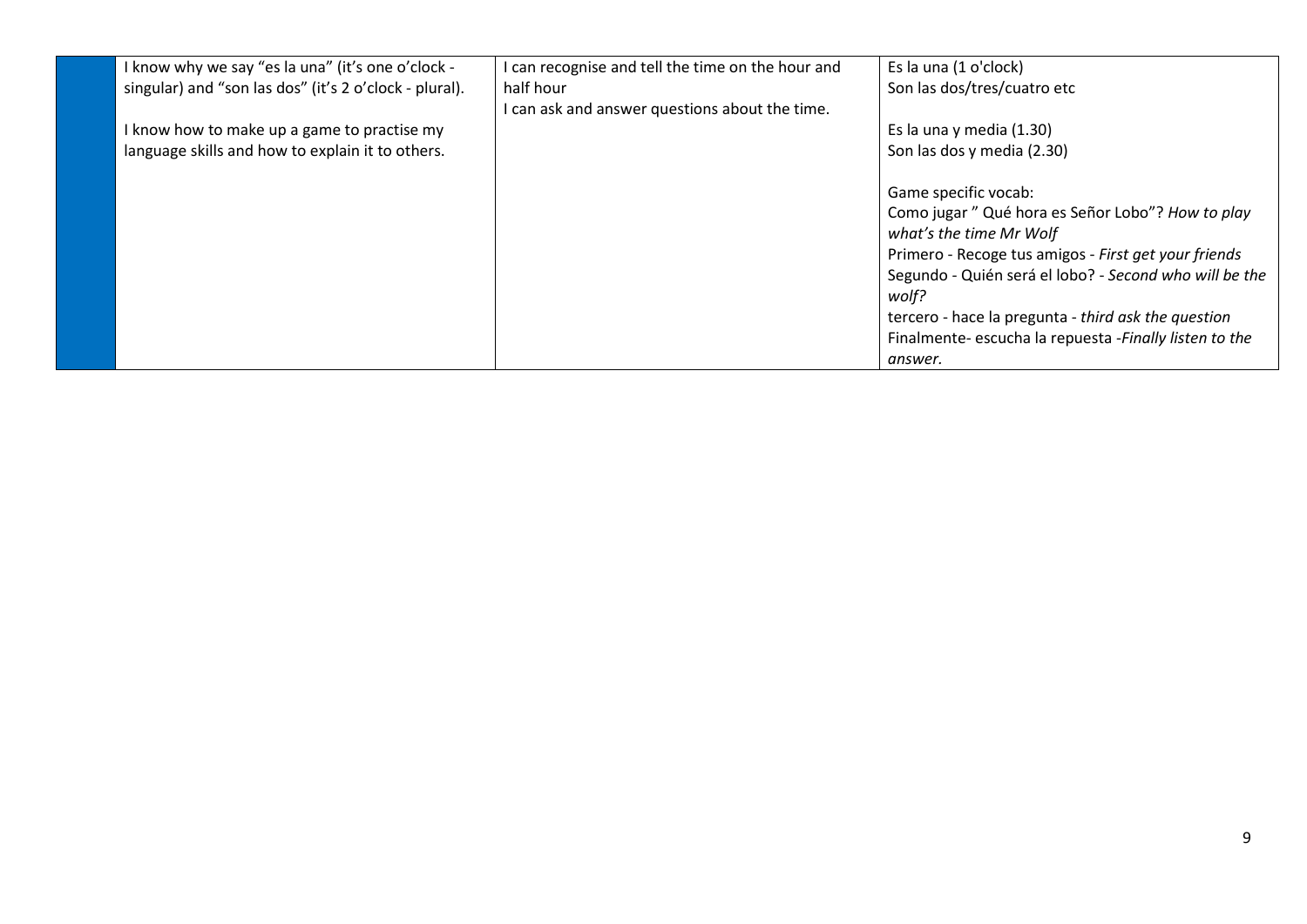|  | I know why we say "es la una" (it's one o'clock - singular) and "son las dos" (it's 2 o'clock - plural).<br><br>I know how to make up a game to practise my language skills and how to explain it to others. | I can recognise and tell the time on the hour and half hour<br>I can ask and answer questions about the time. | Es la una (1 o'clock)<br>Son las dos/tres/cuatro etc<br><br>Es la una y media (1.30)<br>Son las dos y media (2.30)<br><br>Game specific vocab:<br>Como jugar " Qué hora es Señor Lobo"? *How to play what's the time Mr Wolf*<br>Primero - Recoge tus amigos - *First get your friends*<br>Segundo - Quién será el lobo? - *Second who will be the wolf?*<br>tercero - hace la pregunta - *third ask the question*<br>Finalmente- escucha la repuesta -*Finally listen to the answer.* |
|---|---|---|---|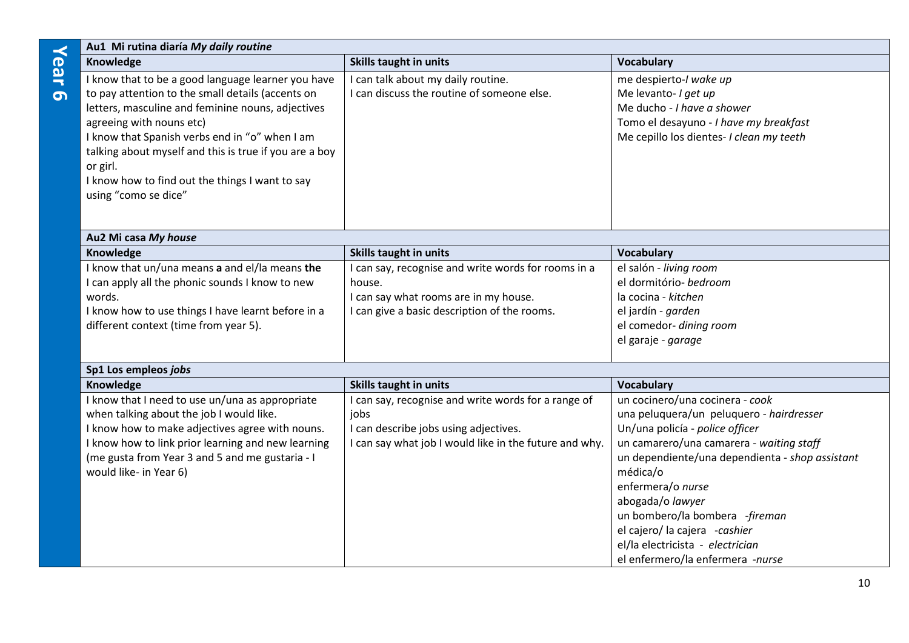## Year 6

| Au1 Mi rutina diaría *My daily routine* | | |
|---|---|---|
| **Knowledge** | **Skills taught in units** | **Vocabulary** |
| I know that to be a good language learner you have to pay attention to the small details (accents on letters, masculine and feminine nouns, adjectives agreeing with nouns etc)<br>I know that Spanish verbs end in "o" when I am talking about myself and this is true if you are a boy or girl.<br>I know how to find out the things I want to say using "como se dice" | I can talk about my daily routine.<br>I can discuss the routine of someone else. | me despierto-*I wake up*<br>Me levanto- *I get up*<br>Me ducho - *I have a shower*<br>Tomo el desayuno - *I have my breakfast*<br>Me cepillo los dientes- *I clean my teeth* |

| Au2 Mi casa *My house* | | |
|---|---|---|
| **Knowledge** | **Skills taught in units** | **Vocabulary** |
| I know that un/una means **a** and el/la means **the**<br>I can apply all the phonic sounds I know to new words.<br>I know how to use things I have learnt before in a different context (time from year 5). | I can say, recognise and write words for rooms in a house.<br>I can say what rooms are in my house.<br>I can give a basic description of the rooms. | el salón - *living room*<br>el dormitório- *bedroom*<br>la cocina - *kitchen*<br>el jardín - *garden*<br>el comedor- *dining room*<br>el garaje - *garage* |

| Sp1 Los empleos *jobs* | | |
|---|---|---|
| **Knowledge** | **Skills taught in units** | **Vocabulary** |
| I know that I need to use un/una as appropriate when talking about the job I would like.<br>I know how to make adjectives agree with nouns.<br>I know how to link prior learning and new learning (me gusta from Year 3 and 5 and me gustaria - I would like- in Year 6) | I can say, recognise and write words for a range of jobs<br>I can describe jobs using adjectives.<br>I can say what job I would like in the future and why. | un cocinero/una cocinera - *cook*<br>una peluquera/un peluquero - *hairdresser*<br>Un/una policía - *police officer*<br>un camarero/una camarera - *waiting staff*<br>un dependiente/una dependienta - *shop assistant*<br>médica/o<br>enfermera/o *nurse*<br>abogada/o *lawyer*<br>un bombero/la bombera -*fireman*<br>el cajero/ la cajera -*cashier*<br>el/la electricista - *electrician*<br>el enfermero/la enfermera -*nurse* |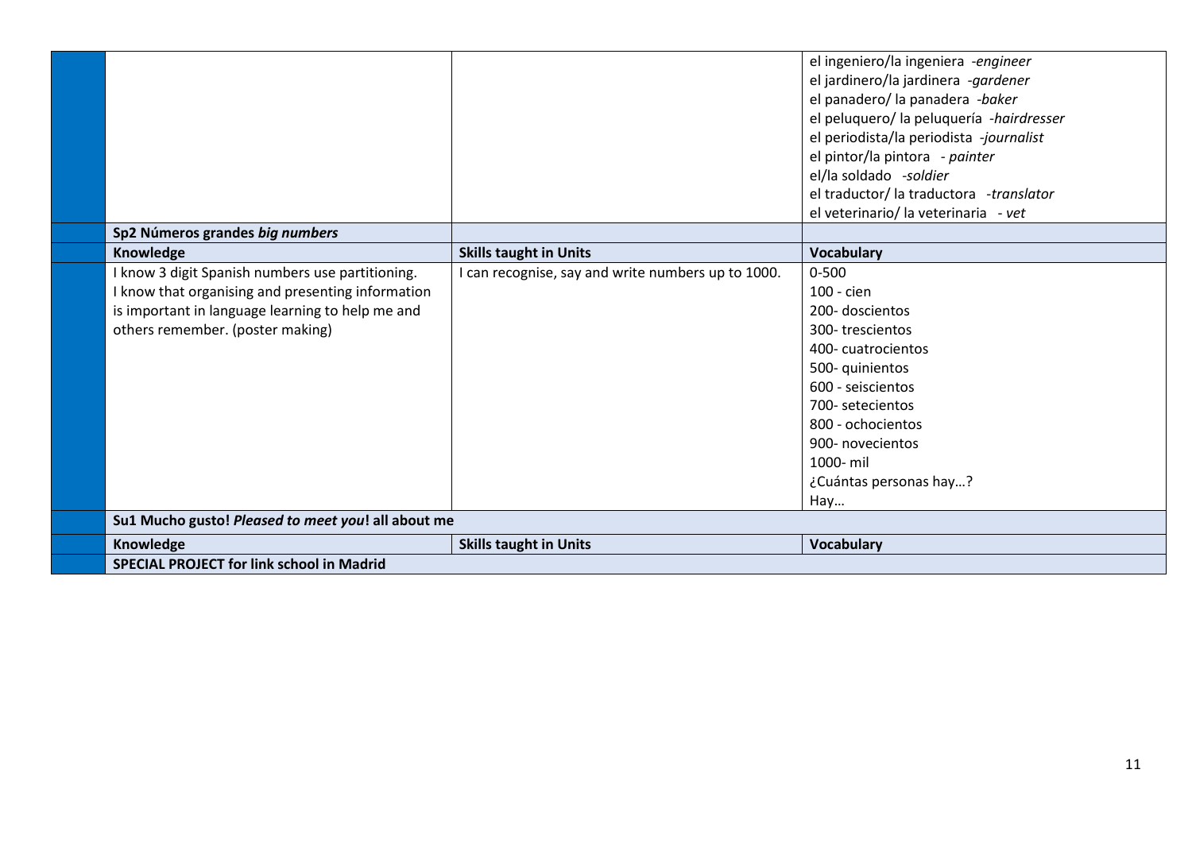| | | | |
|---|---|---|---|
| | | | el ingeniero/la ingeniera -*engineer*<br>el jardinero/la jardinera -*gardener*<br>el panadero/ la panadera -*baker*<br>el peluquero/ la peluquería -*hairdresser*<br>el periodista/la periodista -*journalist*<br>el pintor/la pintora - *painter*<br>el/la soldado -*soldier*<br>el traductor/ la traductora -*translator*<br>el veterinario/ la veterinaria - *vet* |
| | **Sp2 Números grandes *big numbers*** | | |
| | **Knowledge** | **Skills taught in Units** | **Vocabulary** |
| | I know 3 digit Spanish numbers use partitioning.<br>I know that organising and presenting information is important in language learning to help me and others remember. (poster making) | I can recognise, say and write numbers up to 1000. | 0-500<br>100 - cien<br>200- doscientos<br>300- trescientos<br>400- cuatrocientos<br>500- quinientos<br>600 - seiscientos<br>700- setecientos<br>800 - ochocientos<br>900- novecientos<br>1000- mil<br>¿Cuántas personas hay…?<br>Hay… |
| | **Su1 Mucho gusto! *Pleased to meet you*! all about me** | | |
| | **Knowledge** | **Skills taught in Units** | **Vocabulary** |
| | **SPECIAL PROJECT for link school in Madrid** | | |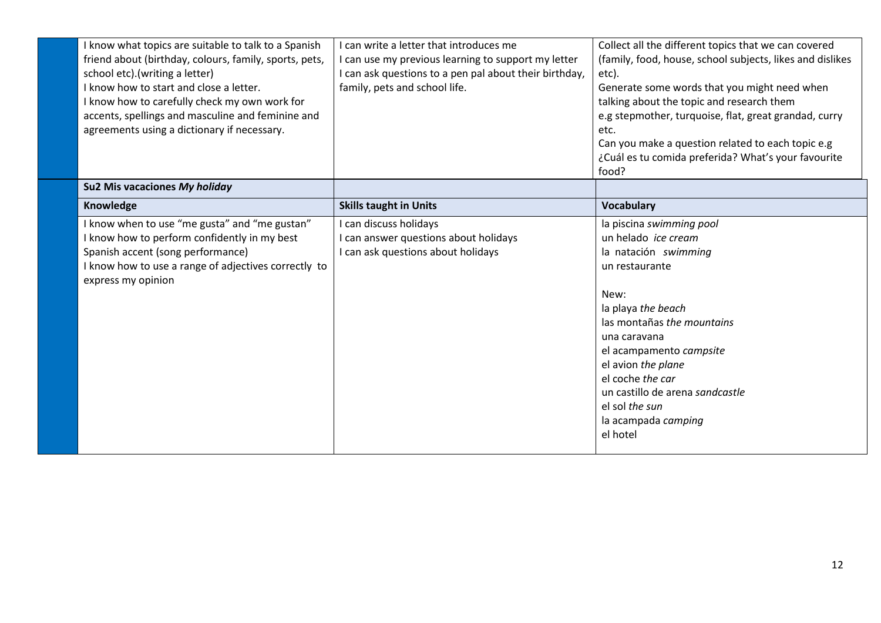| | | | |
|---|---|---|---|
| | I know what topics are suitable to talk to a Spanish friend about (birthday, colours, family, sports, pets, school etc).(writing a letter)<br>I know how to start and close a letter.<br>I know how to carefully check my own work for accents, spellings and masculine and feminine and agreements using a dictionary if necessary. | I can write a letter that introduces me<br>I can use my previous learning to support my letter<br>I can ask questions to a pen pal about their birthday, family, pets and school life. | Collect all the different topics that we can covered (family, food, house, school subjects, likes and dislikes etc).<br>Generate some words that you might need when talking about the topic and research them<br>e.g stepmother, turquoise, flat, great grandad, curry etc.<br>Can you make a question related to each topic e.g ¿Cuál es tu comida preferida? What's your favourite food? |
| | **Su2 Mis vacaciones *My holiday*** | | |
| | **Knowledge** | **Skills taught in Units** | **Vocabulary** |
| | I know when to use "me gusta" and "me gustan"<br>I know how to perform confidently in my best Spanish accent (song performance)<br>I know how to use a range of adjectives correctly to express my opinion | I can discuss holidays<br>I can answer questions about holidays<br>I can ask questions about holidays | la piscina *swimming pool*<br>un helado *ice cream*<br>la natación *swimming*<br>un restaurante<br><br>New:<br>la playa *the beach*<br>las montañas *the mountains*<br>una caravana<br>el acampamento *campsite*<br>el avion *the plane*<br>el coche *the car*<br>un castillo de arena *sandcastle*<br>el sol *the sun*<br>la acampada *camping*<br>el hotel |